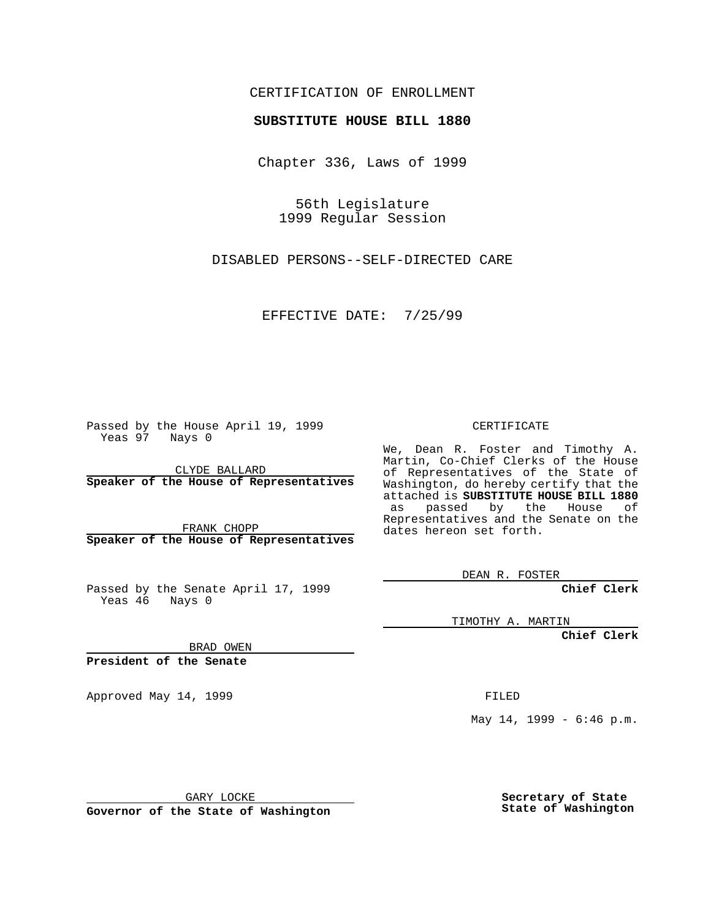CERTIFICATION OF ENROLLMENT

**SUBSTITUTE HOUSE BILL 1880**

Chapter 336, Laws of 1999

56th Legislature
1999 Regular Session

DISABLED PERSONS--SELF-DIRECTED CARE

EFFECTIVE DATE: 7/25/99

Passed by the House April 19, 1999
Yeas 97 Nays 0

CLYDE BALLARD
**Speaker of the House of Representatives**

FRANK CHOPP
**Speaker of the House of Representatives**

Passed by the Senate April 17, 1999
Yeas 46 Nays 0

BRAD OWEN
**President of the Senate**

Approved May 14, 1999

GARY LOCKE
**Governor of the State of Washington**

CERTIFICATE

We, Dean R. Foster and Timothy A. Martin, Co-Chief Clerks of the House of Representatives of the State of Washington, do hereby certify that the attached is **SUBSTITUTE HOUSE BILL 1880** as passed by the House of Representatives and the Senate on the dates hereon set forth.

DEAN R. FOSTER
**Chief Clerk**

TIMOTHY A. MARTIN
**Chief Clerk**

FILED

May 14, 1999 - 6:46 p.m.

**Secretary of State**
**State of Washington**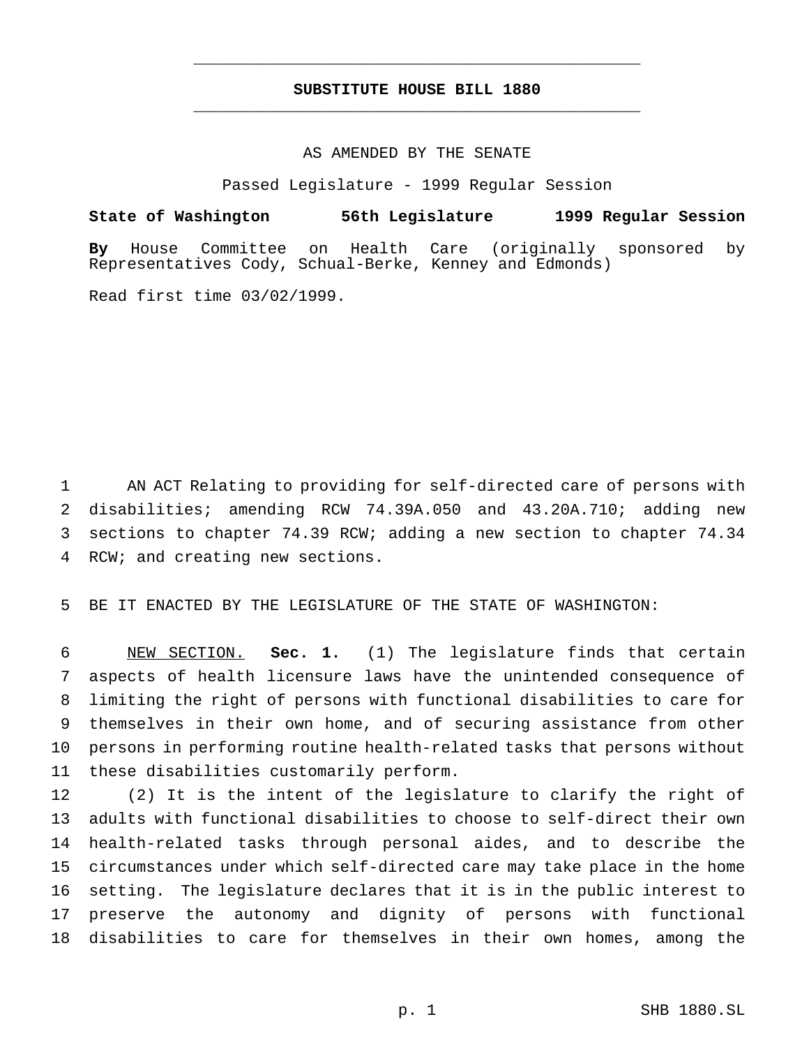# SUBSTITUTE HOUSE BILL 1880

AS AMENDED BY THE SENATE

Passed Legislature - 1999 Regular Session

**State of Washington 56th Legislature 1999 Regular Session**

**By** House Committee on Health Care (originally sponsored by Representatives Cody, Schual-Berke, Kenney and Edmonds)

Read first time 03/02/1999.

AN ACT Relating to providing for self-directed care of persons with disabilities; amending RCW 74.39A.050 and 43.20A.710; adding new sections to chapter 74.39 RCW; adding a new section to chapter 74.34 RCW; and creating new sections.

BE IT ENACTED BY THE LEGISLATURE OF THE STATE OF WASHINGTON:

NEW SECTION. **Sec. 1.** (1) The legislature finds that certain aspects of health licensure laws have the unintended consequence of limiting the right of persons with functional disabilities to care for themselves in their own home, and of securing assistance from other persons in performing routine health-related tasks that persons without these disabilities customarily perform.

(2) It is the intent of the legislature to clarify the right of adults with functional disabilities to choose to self-direct their own health-related tasks through personal aides, and to describe the circumstances under which self-directed care may take place in the home setting. The legislature declares that it is in the public interest to preserve the autonomy and dignity of persons with functional disabilities to care for themselves in their own homes, among the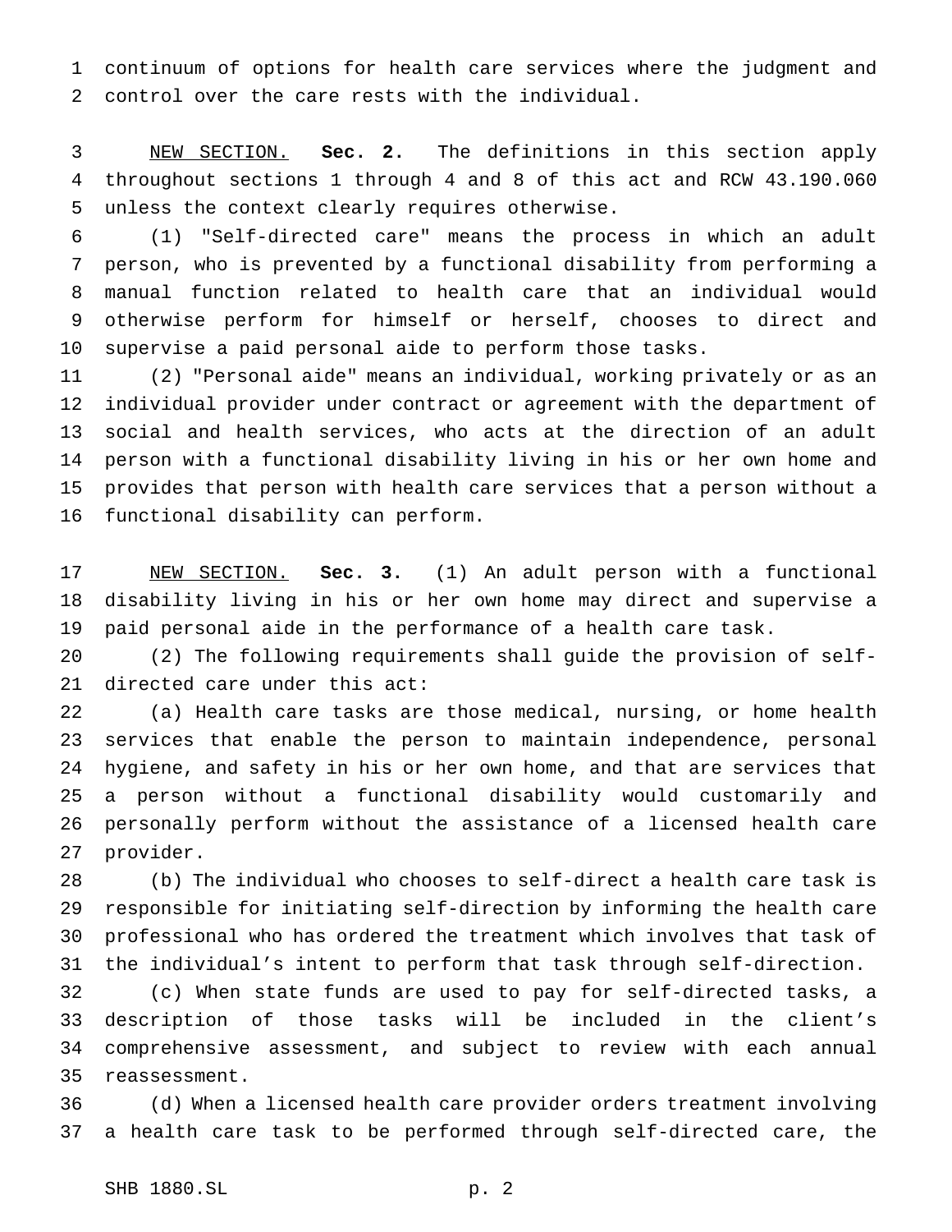continuum of options for health care services where the judgment and control over the care rests with the individual.

NEW SECTION. **Sec. 2.** The definitions in this section apply throughout sections 1 through 4 and 8 of this act and RCW 43.190.060 unless the context clearly requires otherwise.

(1) "Self-directed care" means the process in which an adult person, who is prevented by a functional disability from performing a manual function related to health care that an individual would otherwise perform for himself or herself, chooses to direct and supervise a paid personal aide to perform those tasks.

(2) "Personal aide" means an individual, working privately or as an individual provider under contract or agreement with the department of social and health services, who acts at the direction of an adult person with a functional disability living in his or her own home and provides that person with health care services that a person without a functional disability can perform.

NEW SECTION. **Sec. 3.** (1) An adult person with a functional disability living in his or her own home may direct and supervise a paid personal aide in the performance of a health care task.

(2) The following requirements shall guide the provision of self-directed care under this act:

(a) Health care tasks are those medical, nursing, or home health services that enable the person to maintain independence, personal hygiene, and safety in his or her own home, and that are services that a person without a functional disability would customarily and personally perform without the assistance of a licensed health care provider.

(b) The individual who chooses to self-direct a health care task is responsible for initiating self-direction by informing the health care professional who has ordered the treatment which involves that task of the individual's intent to perform that task through self-direction.

(c) When state funds are used to pay for self-directed tasks, a description of those tasks will be included in the client's comprehensive assessment, and subject to review with each annual reassessment.

(d) When a licensed health care provider orders treatment involving a health care task to be performed through self-directed care, the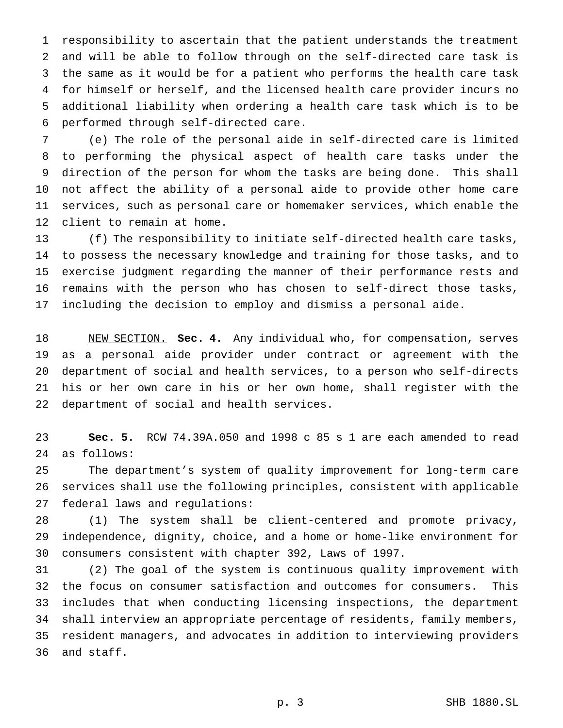responsibility to ascertain that the patient understands the treatment and will be able to follow through on the self-directed care task is the same as it would be for a patient who performs the health care task for himself or herself, and the licensed health care provider incurs no additional liability when ordering a health care task which is to be performed through self-directed care.

(e) The role of the personal aide in self-directed care is limited to performing the physical aspect of health care tasks under the direction of the person for whom the tasks are being done. This shall not affect the ability of a personal aide to provide other home care services, such as personal care or homemaker services, which enable the client to remain at home.

(f) The responsibility to initiate self-directed health care tasks, to possess the necessary knowledge and training for those tasks, and to exercise judgment regarding the manner of their performance rests and remains with the person who has chosen to self-direct those tasks, including the decision to employ and dismiss a personal aide.

NEW SECTION. **Sec. 4.** Any individual who, for compensation, serves as a personal aide provider under contract or agreement with the department of social and health services, to a person who self-directs his or her own care in his or her own home, shall register with the department of social and health services.

**Sec. 5.** RCW 74.39A.050 and 1998 c 85 s 1 are each amended to read as follows:

The department's system of quality improvement for long-term care services shall use the following principles, consistent with applicable federal laws and regulations:

(1) The system shall be client-centered and promote privacy, independence, dignity, choice, and a home or home-like environment for consumers consistent with chapter 392, Laws of 1997.

(2) The goal of the system is continuous quality improvement with the focus on consumer satisfaction and outcomes for consumers. This includes that when conducting licensing inspections, the department shall interview an appropriate percentage of residents, family members, resident managers, and advocates in addition to interviewing providers and staff.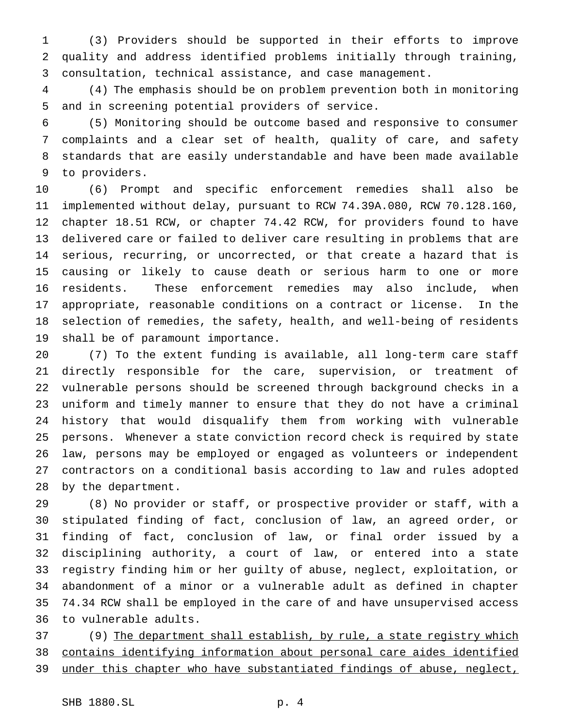(3) Providers should be supported in their efforts to improve quality and address identified problems initially through training, consultation, technical assistance, and case management.

(4) The emphasis should be on problem prevention both in monitoring and in screening potential providers of service.

(5) Monitoring should be outcome based and responsive to consumer complaints and a clear set of health, quality of care, and safety standards that are easily understandable and have been made available to providers.

(6) Prompt and specific enforcement remedies shall also be implemented without delay, pursuant to RCW 74.39A.080, RCW 70.128.160, chapter 18.51 RCW, or chapter 74.42 RCW, for providers found to have delivered care or failed to deliver care resulting in problems that are serious, recurring, or uncorrected, or that create a hazard that is causing or likely to cause death or serious harm to one or more residents. These enforcement remedies may also include, when appropriate, reasonable conditions on a contract or license. In the selection of remedies, the safety, health, and well-being of residents shall be of paramount importance.

(7) To the extent funding is available, all long-term care staff directly responsible for the care, supervision, or treatment of vulnerable persons should be screened through background checks in a uniform and timely manner to ensure that they do not have a criminal history that would disqualify them from working with vulnerable persons. Whenever a state conviction record check is required by state law, persons may be employed or engaged as volunteers or independent contractors on a conditional basis according to law and rules adopted by the department.

(8) No provider or staff, or prospective provider or staff, with a stipulated finding of fact, conclusion of law, an agreed order, or finding of fact, conclusion of law, or final order issued by a disciplining authority, a court of law, or entered into a state registry finding him or her guilty of abuse, neglect, exploitation, or abandonment of a minor or a vulnerable adult as defined in chapter 74.34 RCW shall be employed in the care of and have unsupervised access to vulnerable adults.

(9) <u>The department shall establish, by rule, a state registry which contains identifying information about personal care aides identified under this chapter who have substantiated findings of abuse, neglect,</u>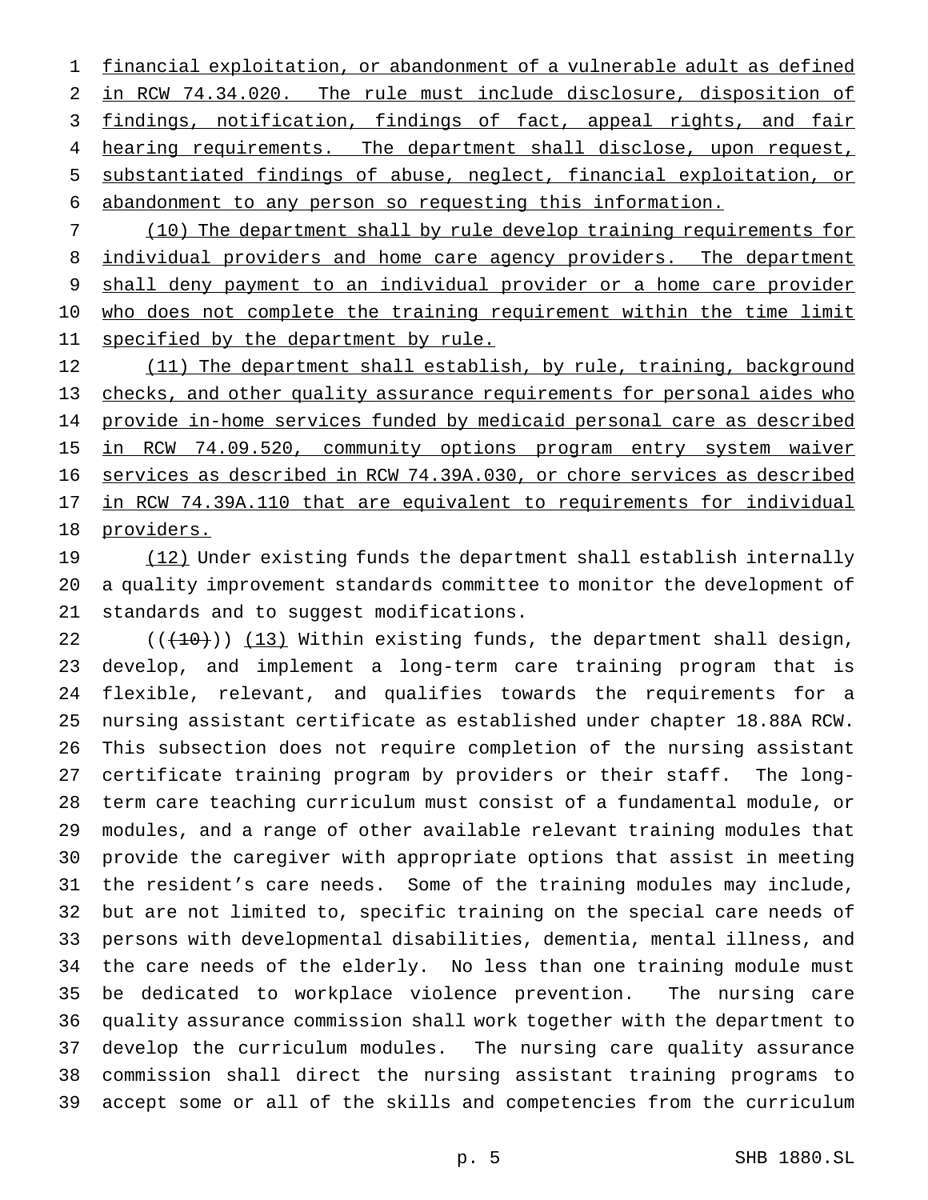financial exploitation, or abandonment of a vulnerable adult as defined in RCW 74.34.020. The rule must include disclosure, disposition of findings, notification, findings of fact, appeal rights, and fair hearing requirements. The department shall disclose, upon request, substantiated findings of abuse, neglect, financial exploitation, or abandonment to any person so requesting this information.

(10) The department shall by rule develop training requirements for individual providers and home care agency providers. The department shall deny payment to an individual provider or a home care provider who does not complete the training requirement within the time limit specified by the department by rule.

(11) The department shall establish, by rule, training, background checks, and other quality assurance requirements for personal aides who provide in-home services funded by medicaid personal care as described in RCW 74.09.520, community options program entry system waiver services as described in RCW 74.39A.030, or chore services as described in RCW 74.39A.110 that are equivalent to requirements for individual providers.

(12) Under existing funds the department shall establish internally a quality improvement standards committee to monitor the development of standards and to suggest modifications.

((~~(10)~~)) (13) Within existing funds, the department shall design, develop, and implement a long-term care training program that is flexible, relevant, and qualifies towards the requirements for a nursing assistant certificate as established under chapter 18.88A RCW. This subsection does not require completion of the nursing assistant certificate training program by providers or their staff. The long-term care teaching curriculum must consist of a fundamental module, or modules, and a range of other available relevant training modules that provide the caregiver with appropriate options that assist in meeting the resident's care needs. Some of the training modules may include, but are not limited to, specific training on the special care needs of persons with developmental disabilities, dementia, mental illness, and the care needs of the elderly. No less than one training module must be dedicated to workplace violence prevention. The nursing care quality assurance commission shall work together with the department to develop the curriculum modules. The nursing care quality assurance commission shall direct the nursing assistant training programs to accept some or all of the skills and competencies from the curriculum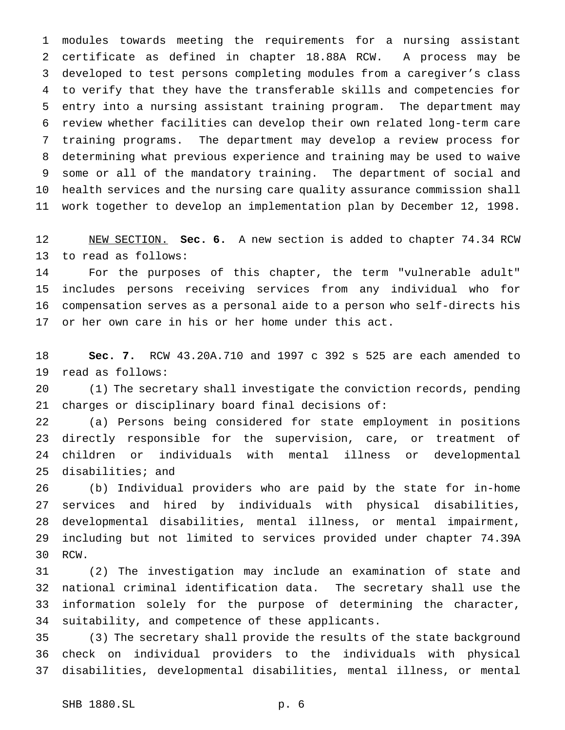modules towards meeting the requirements for a nursing assistant certificate as defined in chapter 18.88A RCW. A process may be developed to test persons completing modules from a caregiver's class to verify that they have the transferable skills and competencies for entry into a nursing assistant training program. The department may review whether facilities can develop their own related long-term care training programs. The department may develop a review process for determining what previous experience and training may be used to waive some or all of the mandatory training. The department of social and health services and the nursing care quality assurance commission shall work together to develop an implementation plan by December 12, 1998.

NEW SECTION. **Sec. 6.** A new section is added to chapter 74.34 RCW to read as follows:

For the purposes of this chapter, the term "vulnerable adult" includes persons receiving services from any individual who for compensation serves as a personal aide to a person who self-directs his or her own care in his or her home under this act.

**Sec. 7.** RCW 43.20A.710 and 1997 c 392 s 525 are each amended to read as follows:

(1) The secretary shall investigate the conviction records, pending charges or disciplinary board final decisions of:

(a) Persons being considered for state employment in positions directly responsible for the supervision, care, or treatment of children or individuals with mental illness or developmental disabilities; and

(b) Individual providers who are paid by the state for in-home services and hired by individuals with physical disabilities, developmental disabilities, mental illness, or mental impairment, including but not limited to services provided under chapter 74.39A RCW.

(2) The investigation may include an examination of state and national criminal identification data. The secretary shall use the information solely for the purpose of determining the character, suitability, and competence of these applicants.

(3) The secretary shall provide the results of the state background check on individual providers to the individuals with physical disabilities, developmental disabilities, mental illness, or mental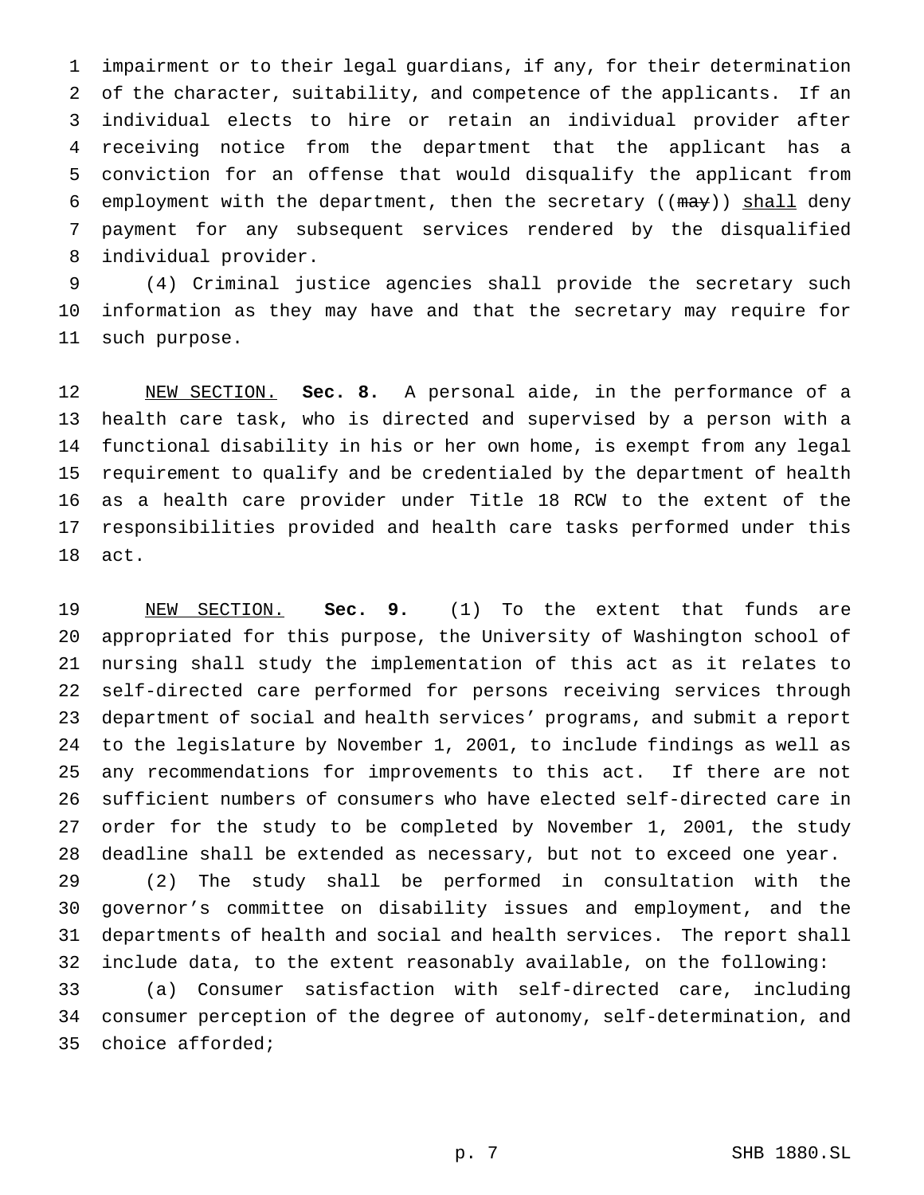impairment or to their legal guardians, if any, for their determination of the character, suitability, and competence of the applicants. If an individual elects to hire or retain an individual provider after receiving notice from the department that the applicant has a conviction for an offense that would disqualify the applicant from employment with the department, then the secretary ((~~may~~)) <u>shall</u> deny payment for any subsequent services rendered by the disqualified individual provider.

(4) Criminal justice agencies shall provide the secretary such information as they may have and that the secretary may require for such purpose.

<u>NEW SECTION.</u> **Sec. 8.** A personal aide, in the performance of a health care task, who is directed and supervised by a person with a functional disability in his or her own home, is exempt from any legal requirement to qualify and be credentialed by the department of health as a health care provider under Title 18 RCW to the extent of the responsibilities provided and health care tasks performed under this act.

<u>NEW SECTION.</u> **Sec. 9.** (1) To the extent that funds are appropriated for this purpose, the University of Washington school of nursing shall study the implementation of this act as it relates to self-directed care performed for persons receiving services through department of social and health services' programs, and submit a report to the legislature by November 1, 2001, to include findings as well as any recommendations for improvements to this act. If there are not sufficient numbers of consumers who have elected self-directed care in order for the study to be completed by November 1, 2001, the study deadline shall be extended as necessary, but not to exceed one year.

(2) The study shall be performed in consultation with the governor's committee on disability issues and employment, and the departments of health and social and health services. The report shall include data, to the extent reasonably available, on the following:

(a) Consumer satisfaction with self-directed care, including consumer perception of the degree of autonomy, self-determination, and choice afforded;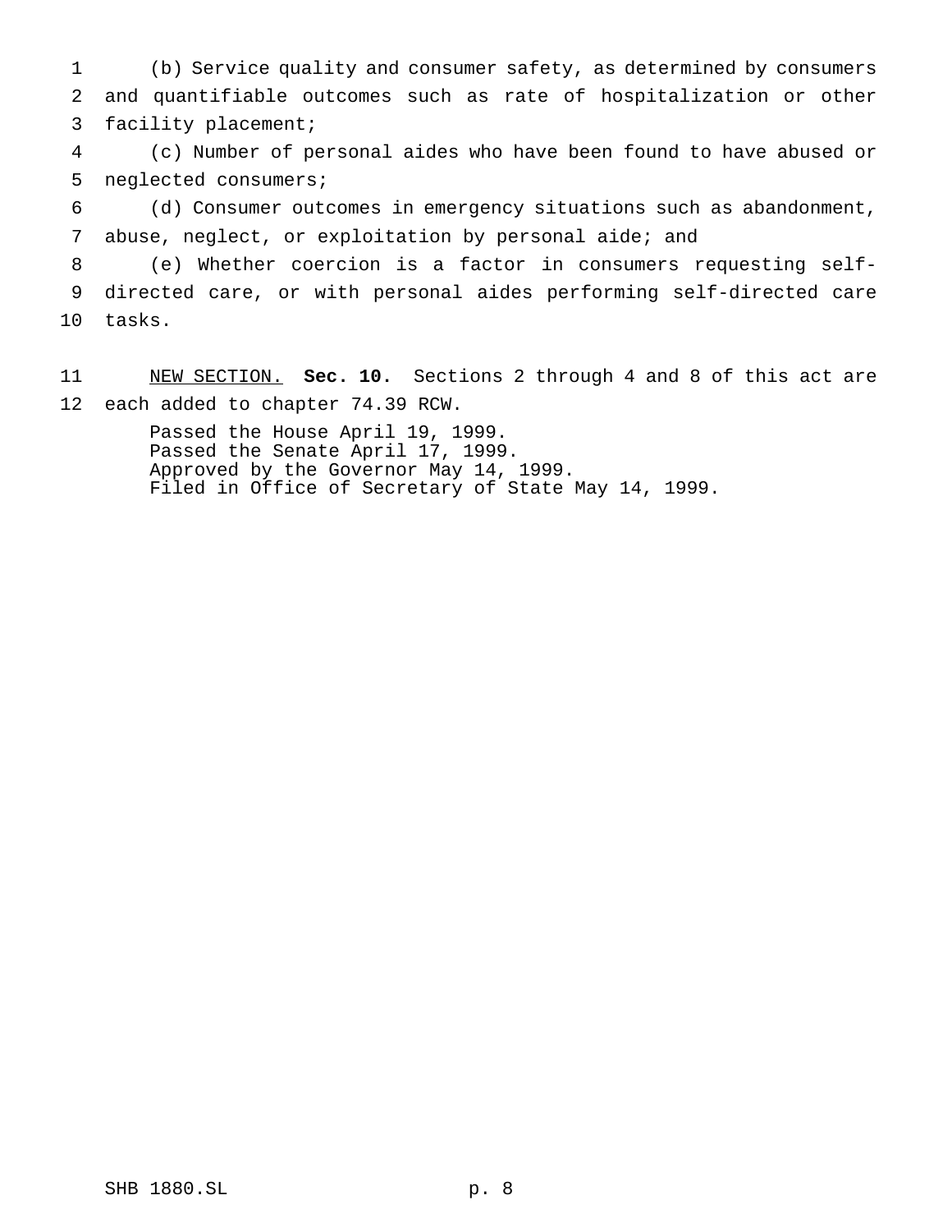(b) Service quality and consumer safety, as determined by consumers and quantifiable outcomes such as rate of hospitalization or other facility placement;

(c) Number of personal aides who have been found to have abused or neglected consumers;

(d) Consumer outcomes in emergency situations such as abandonment, abuse, neglect, or exploitation by personal aide; and

(e) Whether coercion is a factor in consumers requesting self-directed care, or with personal aides performing self-directed care tasks.

NEW SECTION. **Sec. 10.** Sections 2 through 4 and 8 of this act are each added to chapter 74.39 RCW.

Passed the House April 19, 1999.
Passed the Senate April 17, 1999.
Approved by the Governor May 14, 1999.
Filed in Office of Secretary of State May 14, 1999.